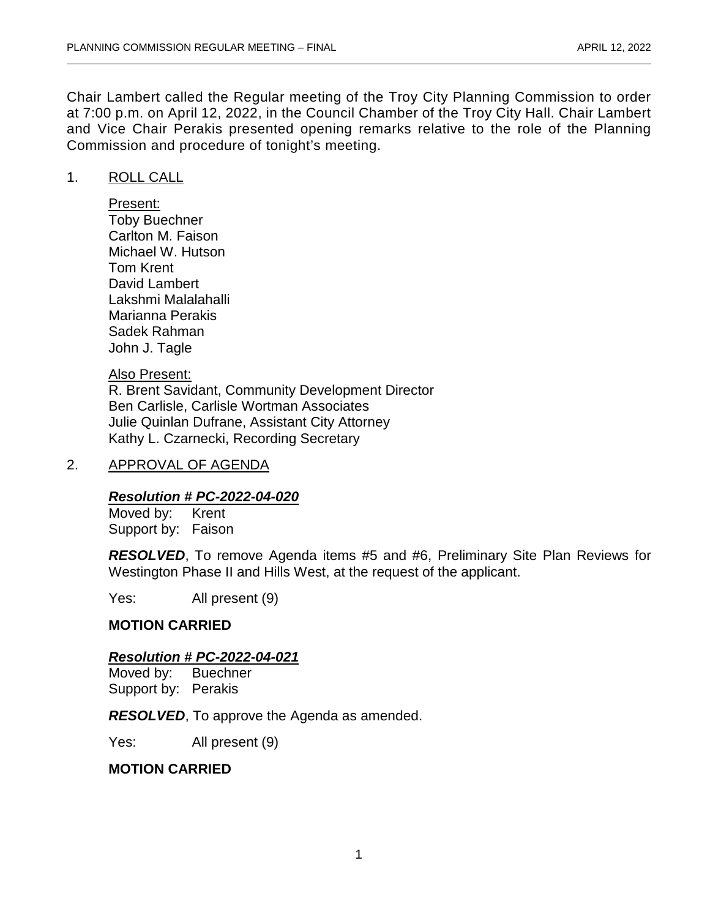Chair Lambert called the Regular meeting of the Troy City Planning Commission to order at 7:00 p.m. on April 12, 2022, in the Council Chamber of the Troy City Hall. Chair Lambert and Vice Chair Perakis presented opening remarks relative to the role of the Planning Commission and procedure of tonight's meeting.

1. ROLL CALL

   Present:
   Toby Buechner
   Carlton M. Faison
   Michael W. Hutson
   Tom Krent
   David Lambert
   Lakshmi Malalahalli
   Marianna Perakis
   Sadek Rahman
   John J. Tagle

   Also Present:
   R. Brent Savidant, Community Development Director
   Ben Carlisle, Carlisle Wortman Associates
   Julie Quinlan Dufrane, Assistant City Attorney
   Kathy L. Czarnecki, Recording Secretary

2. APPROVAL OF AGENDA

   ***Resolution # PC-2022-04-020***
   Moved by: Krent
   Support by: Faison

   ***RESOLVED***, To remove Agenda items #5 and #6, Preliminary Site Plan Reviews for Westington Phase II and Hills West, at the request of the applicant.

   Yes: All present (9)

   **MOTION CARRIED**

   ***Resolution # PC-2022-04-021***
   Moved by: Buechner
   Support by: Perakis

   ***RESOLVED***, To approve the Agenda as amended.

   Yes: All present (9)

   **MOTION CARRIED**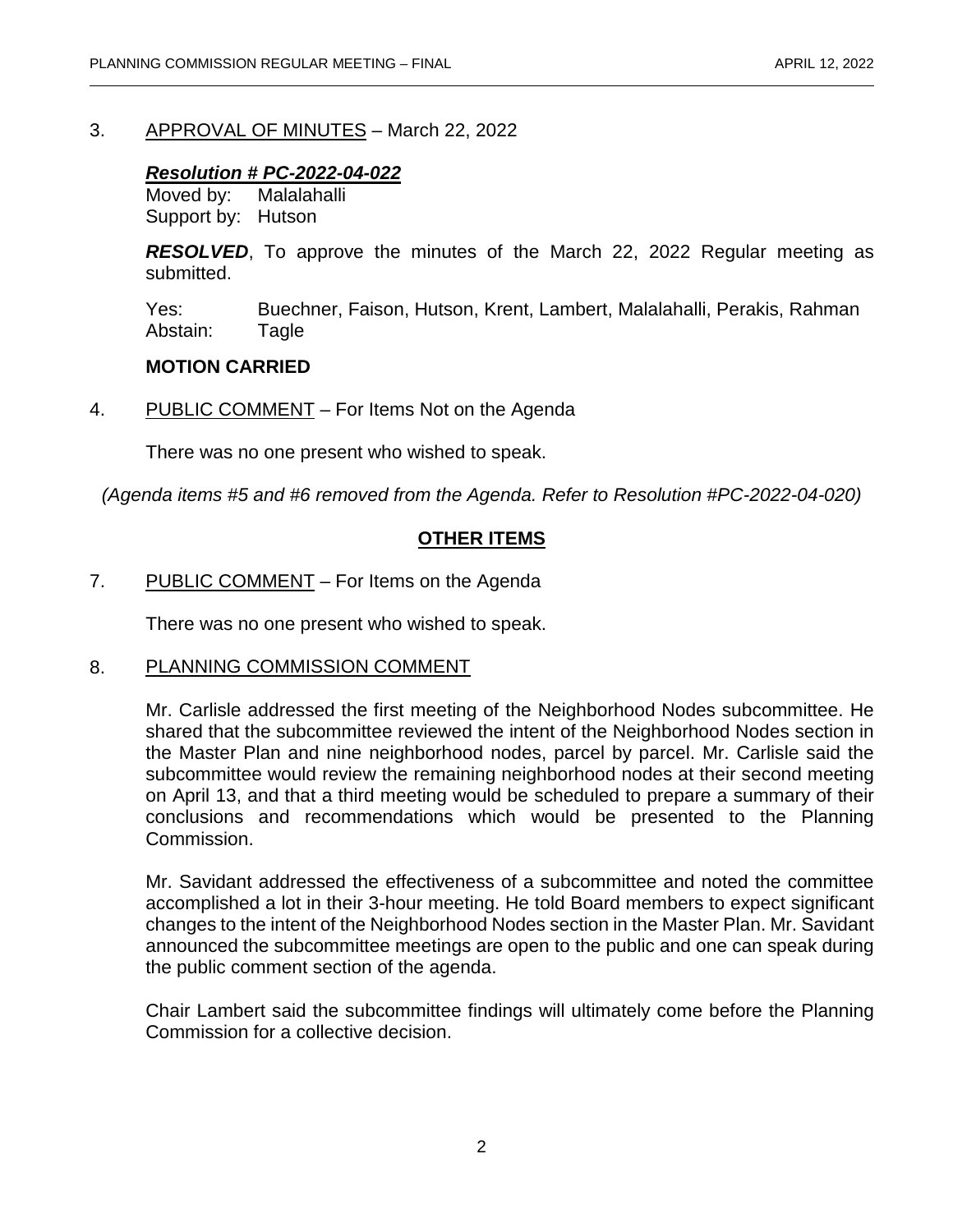3. APPROVAL OF MINUTES – March 22, 2022

***Resolution # PC-2022-04-022***

Moved by: Malalahalli
Support by: Hutson

***RESOLVED***, To approve the minutes of the March 22, 2022 Regular meeting as submitted.

Yes: Buechner, Faison, Hutson, Krent, Lambert, Malalahalli, Perakis, Rahman
Abstain: Tagle

**MOTION CARRIED**

4. PUBLIC COMMENT – For Items Not on the Agenda

There was no one present who wished to speak.

*(Agenda items #5 and #6 removed from the Agenda. Refer to Resolution #PC-2022-04-020)*

## OTHER ITEMS

7. PUBLIC COMMENT – For Items on the Agenda

There was no one present who wished to speak.

8. PLANNING COMMISSION COMMENT

Mr. Carlisle addressed the first meeting of the Neighborhood Nodes subcommittee. He shared that the subcommittee reviewed the intent of the Neighborhood Nodes section in the Master Plan and nine neighborhood nodes, parcel by parcel. Mr. Carlisle said the subcommittee would review the remaining neighborhood nodes at their second meeting on April 13, and that a third meeting would be scheduled to prepare a summary of their conclusions and recommendations which would be presented to the Planning Commission.

Mr. Savidant addressed the effectiveness of a subcommittee and noted the committee accomplished a lot in their 3-hour meeting. He told Board members to expect significant changes to the intent of the Neighborhood Nodes section in the Master Plan. Mr. Savidant announced the subcommittee meetings are open to the public and one can speak during the public comment section of the agenda.

Chair Lambert said the subcommittee findings will ultimately come before the Planning Commission for a collective decision.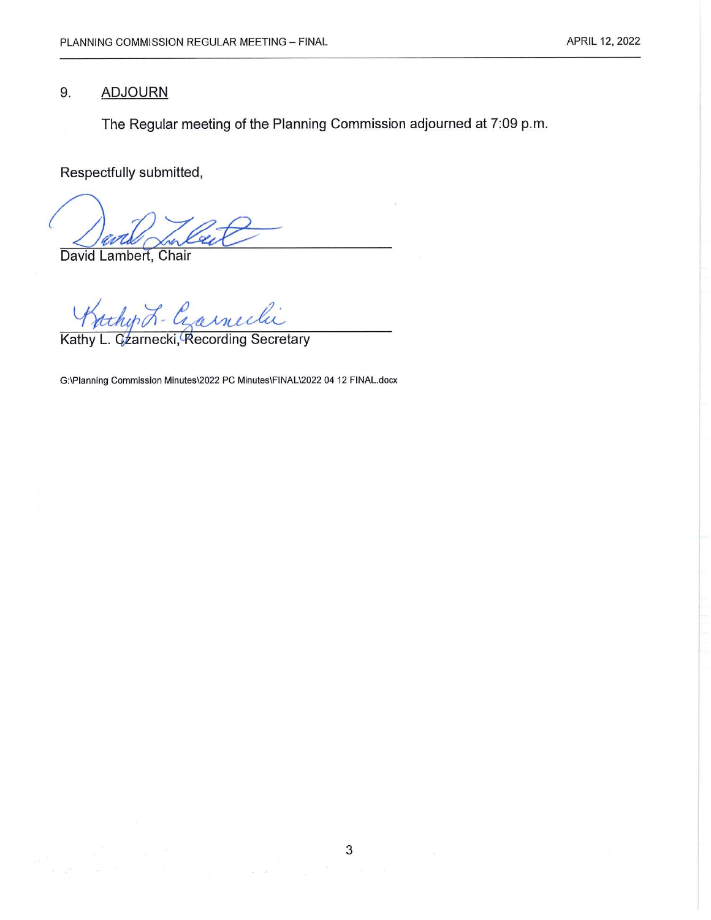## 9. ADJOURN

The Regular meeting of the Planning Commission adjourned at 7:09 p.m.

Respectfully submitted,

David Lambert, Chair

Kathy L. Czarnecki, Recording Secretary

G:\Planning Commission Minutes\2022 PC Minutes\FINAL\2022 04 12 FINAL.docx